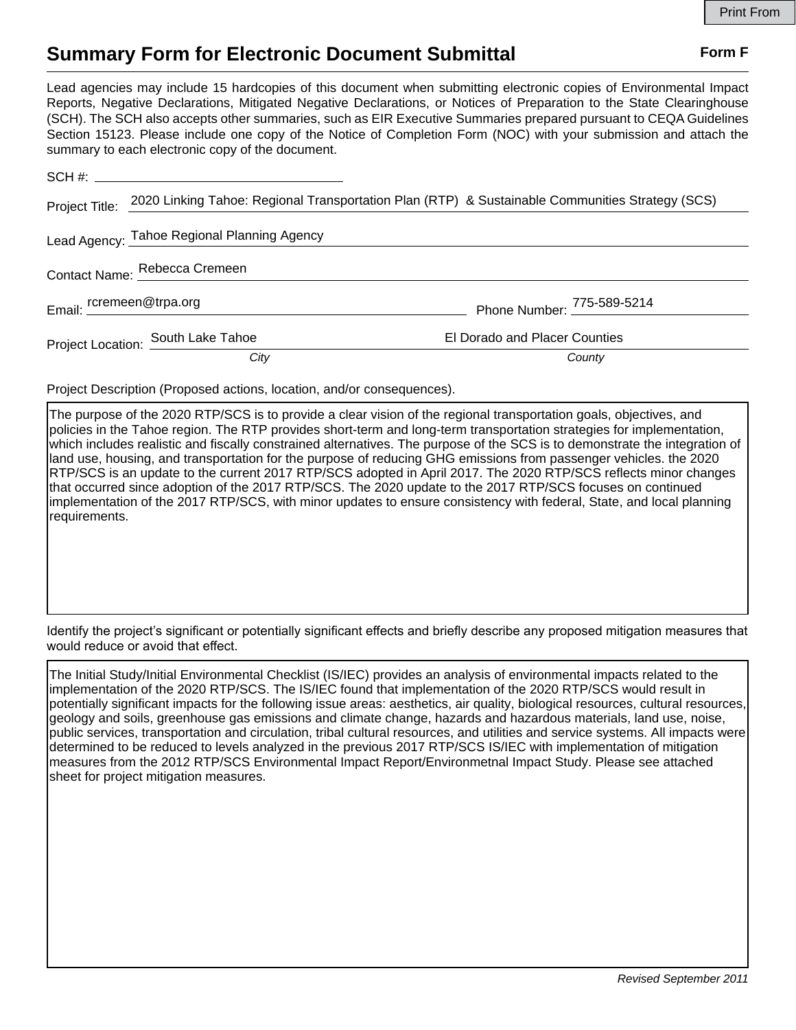# Summary Form for Electronic Document Submittal

**Form F**

Lead agencies may include 15 hardcopies of this document when submitting electronic copies of Environmental Impact Reports, Negative Declarations, Mitigated Negative Declarations, or Notices of Preparation to the State Clearinghouse (SCH). The SCH also accepts other summaries, such as EIR Executive Summaries prepared pursuant to CEQA Guidelines Section 15123. Please include one copy of the Notice of Completion Form (NOC) with your submission and attach the summary to each electronic copy of the document.

SCH #:

Project Title: 2020 Linking Tahoe: Regional Transportation Plan (RTP) & Sustainable Communities Strategy (SCS)

Lead Agency: Tahoe Regional Planning Agency

Contact Name: Rebecca Cremeen

Email: rcremeen@trpa.org Phone Number: 775-589-5214

Project Location: South Lake Tahoe (*City*) El Dorado and Placer Counties (*County*)

Project Description (Proposed actions, location, and/or consequences).

The purpose of the 2020 RTP/SCS is to provide a clear vision of the regional transportation goals, objectives, and policies in the Tahoe region. The RTP provides short-term and long-term transportation strategies for implementation, which includes realistic and fiscally constrained alternatives. The purpose of the SCS is to demonstrate the integration of land use, housing, and transportation for the purpose of reducing GHG emissions from passenger vehicles. the 2020 RTP/SCS is an update to the current 2017 RTP/SCS adopted in April 2017. The 2020 RTP/SCS reflects minor changes that occurred since adoption of the 2017 RTP/SCS. The 2020 update to the 2017 RTP/SCS focuses on continued implementation of the 2017 RTP/SCS, with minor updates to ensure consistency with federal, State, and local planning requirements.

Identify the project's significant or potentially significant effects and briefly describe any proposed mitigation measures that would reduce or avoid that effect.

The Initial Study/Initial Environmental Checklist (IS/IEC) provides an analysis of environmental impacts related to the implementation of the 2020 RTP/SCS. The IS/IEC found that implementation of the 2020 RTP/SCS would result in potentially significant impacts for the following issue areas: aesthetics, air quality, biological resources, cultural resources, geology and soils, greenhouse gas emissions and climate change, hazards and hazardous materials, land use, noise, public services, transportation and circulation, tribal cultural resources, and utilities and service systems. All impacts were determined to be reduced to levels analyzed in the previous 2017 RTP/SCS IS/IEC with implementation of mitigation measures from the 2012 RTP/SCS Environmental Impact Report/Environmetnal Impact Study. Please see attached sheet for project mitigation measures.

*Revised September 2011*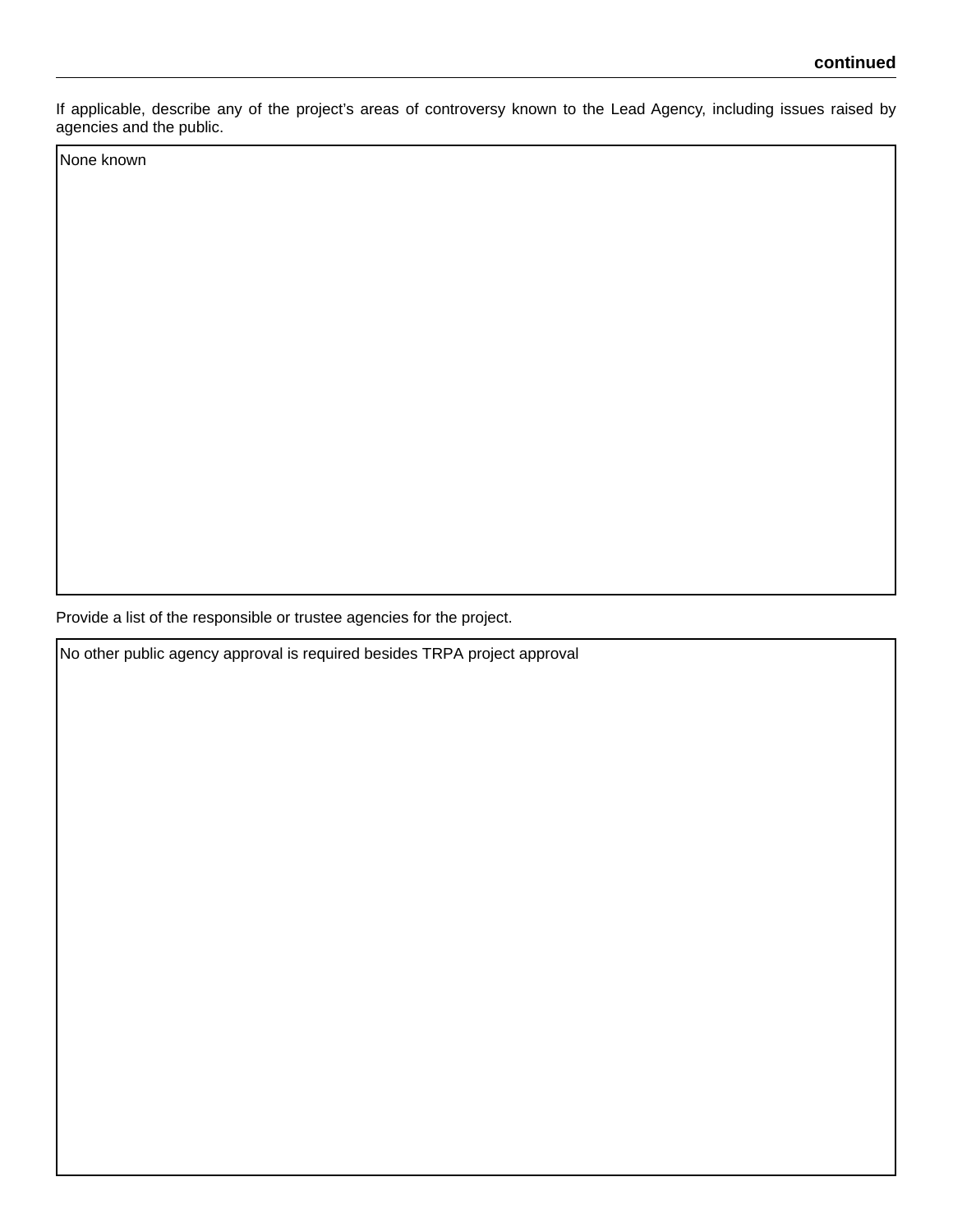**continued**

If applicable, describe any of the project's areas of controversy known to the Lead Agency, including issues raised by agencies and the public.

None known

Provide a list of the responsible or trustee agencies for the project.

No other public agency approval is required besides TRPA project approval